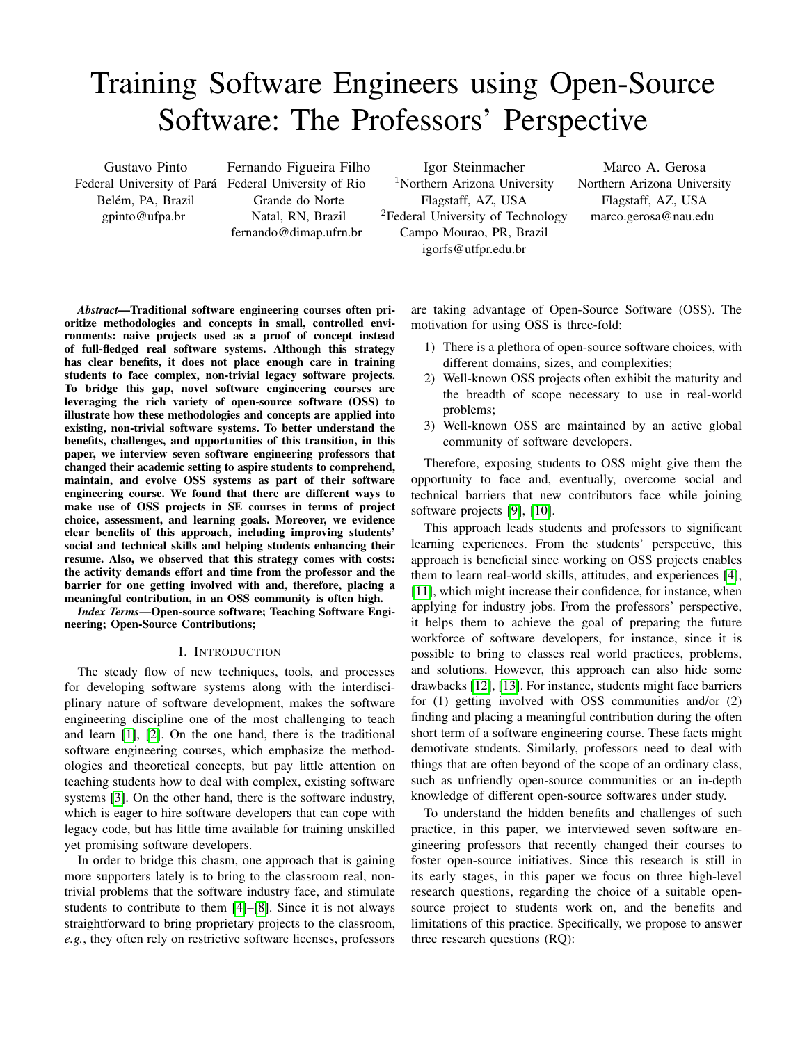# Training Software Engineers using Open-Source Software: The Professors' Perspective

Gustavo Pinto
Federal University of Pará
Belém, PA, Brazil
gpinto@ufpa.br

Fernando Figueira Filho
Federal University of Rio Grande do Norte
Natal, RN, Brazil
fernando@dimap.ufrn.br

Igor Steinmacher
[1]Northern Arizona University
Flagstaff, AZ, USA
[2]Federal University of Technology
Campo Mourao, PR, Brazil
igorfs@utfpr.edu.br

Marco A. Gerosa
Northern Arizona University
Flagstaff, AZ, USA
marco.gerosa@nau.edu

***Abstract*—Traditional software engineering courses often prioritize methodologies and concepts in small, controlled environments: naive projects used as a proof of concept instead of full-fledged real software systems. Although this strategy has clear benefits, it does not place enough care in training students to face complex, non-trivial legacy software projects. To bridge this gap, novel software engineering courses are leveraging the rich variety of open-source software (OSS) to illustrate how these methodologies and concepts are applied into existing, non-trivial software systems. To better understand the benefits, challenges, and opportunities of this transition, in this paper, we interview seven software engineering professors that changed their academic setting to aspire students to comprehend, maintain, and evolve OSS systems as part of their software engineering course. We found that there are different ways to make use of OSS projects in SE courses in terms of project choice, assessment, and learning goals. Moreover, we evidence clear benefits of this approach, including improving students' social and technical skills and helping students enhancing their resume. Also, we observed that this strategy comes with costs: the activity demands effort and time from the professor and the barrier for one getting involved with and, therefore, placing a meaningful contribution, in an OSS community is often high.**

***Index Terms*—Open-source software; Teaching Software Engineering; Open-Source Contributions;**

## I. Introduction

The steady flow of new techniques, tools, and processes for developing software systems along with the interdisciplinary nature of software development, makes the software engineering discipline one of the most challenging to teach and learn [1], [2]. On the one hand, there is the traditional software engineering courses, which emphasize the methodologies and theoretical concepts, but pay little attention on teaching students how to deal with complex, existing software systems [3]. On the other hand, there is the software industry, which is eager to hire software developers that can cope with legacy code, but has little time available for training unskilled yet promising software developers.

In order to bridge this chasm, one approach that is gaining more supporters lately is to bring to the classroom real, non-trivial problems that the software industry face, and stimulate students to contribute to them [4]–[8]. Since it is not always straightforward to bring proprietary projects to the classroom, *e.g.*, they often rely on restrictive software licenses, professors are taking advantage of Open-Source Software (OSS). The motivation for using OSS is three-fold:

1) There is a plethora of open-source software choices, with different domains, sizes, and complexities;
2) Well-known OSS projects often exhibit the maturity and the breadth of scope necessary to use in real-world problems;
3) Well-known OSS are maintained by an active global community of software developers.

Therefore, exposing students to OSS might give them the opportunity to face and, eventually, overcome social and technical barriers that new contributors face while joining software projects [9], [10].

This approach leads students and professors to significant learning experiences. From the students' perspective, this approach is beneficial since working on OSS projects enables them to learn real-world skills, attitudes, and experiences [4], [11], which might increase their confidence, for instance, when applying for industry jobs. From the professors' perspective, it helps them to achieve the goal of preparing the future workforce of software developers, for instance, since it is possible to bring to classes real world practices, problems, and solutions. However, this approach can also hide some drawbacks [12], [13]. For instance, students might face barriers for (1) getting involved with OSS communities and/or (2) finding and placing a meaningful contribution during the often short term of a software engineering course. These facts might demotivate students. Similarly, professors need to deal with things that are often beyond of the scope of an ordinary class, such as unfriendly open-source communities or an in-depth knowledge of different open-source softwares under study.

To understand the hidden benefits and challenges of such practice, in this paper, we interviewed seven software engineering professors that recently changed their courses to foster open-source initiatives. Since this research is still in its early stages, in this paper we focus on three high-level research questions, regarding the choice of a suitable open-source project to students work on, and the benefits and limitations of this practice. Specifically, we propose to answer three research questions (RQ):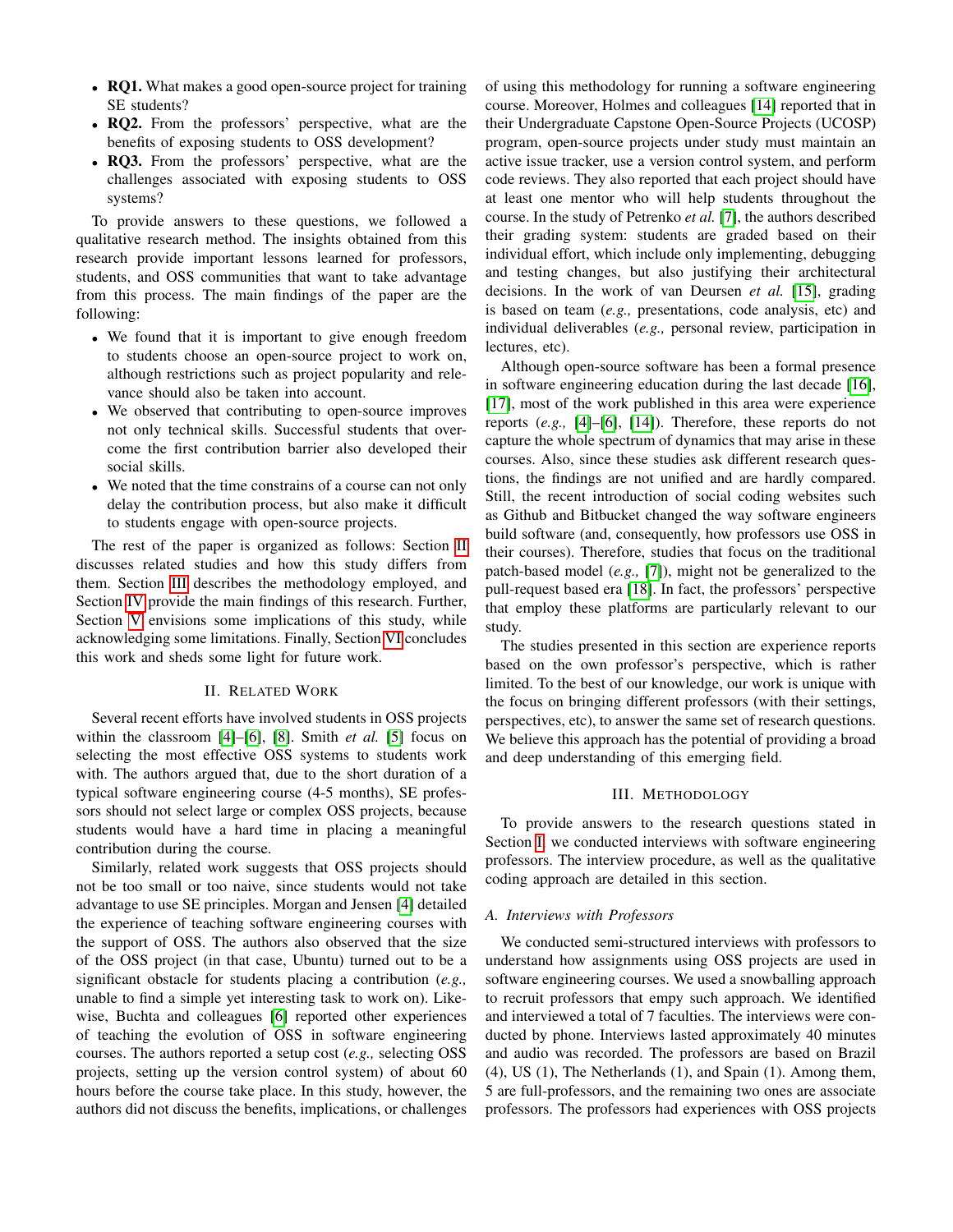- **RQ1.** What makes a good open-source project for training SE students?
- **RQ2.** From the professors' perspective, what are the benefits of exposing students to OSS development?
- **RQ3.** From the professors' perspective, what are the challenges associated with exposing students to OSS systems?

To provide answers to these questions, we followed a qualitative research method. The insights obtained from this research provide important lessons learned for professors, students, and OSS communities that want to take advantage from this process. The main findings of the paper are the following:

- We found that it is important to give enough freedom to students choose an open-source project to work on, although restrictions such as project popularity and relevance should also be taken into account.
- We observed that contributing to open-source improves not only technical skills. Successful students that overcome the first contribution barrier also developed their social skills.
- We noted that the time constrains of a course can not only delay the contribution process, but also make it difficult to students engage with open-source projects.

The rest of the paper is organized as follows: Section II discusses related studies and how this study differs from them. Section III describes the methodology employed, and Section IV provide the main findings of this research. Further, Section V envisions some implications of this study, while acknowledging some limitations. Finally, Section VI concludes this work and sheds some light for future work.

## II. Related Work

Several recent efforts have involved students in OSS projects within the classroom [4]–[6], [8]. Smith *et al.* [5] focus on selecting the most effective OSS systems to students work with. The authors argued that, due to the short duration of a typical software engineering course (4-5 months), SE professors should not select large or complex OSS projects, because students would have a hard time in placing a meaningful contribution during the course.

Similarly, related work suggests that OSS projects should not be too small or too naive, since students would not take advantage to use SE principles. Morgan and Jensen [4] detailed the experience of teaching software engineering courses with the support of OSS. The authors also observed that the size of the OSS project (in that case, Ubuntu) turned out to be a significant obstacle for students placing a contribution (*e.g.,* unable to find a simple yet interesting task to work on). Likewise, Buchta and colleagues [6] reported other experiences of teaching the evolution of OSS in software engineering courses. The authors reported a setup cost (*e.g.,* selecting OSS projects, setting up the version control system) of about 60 hours before the course take place. In this study, however, the authors did not discuss the benefits, implications, or challenges of using this methodology for running a software engineering course. Moreover, Holmes and colleagues [14] reported that in their Undergraduate Capstone Open-Source Projects (UCOSP) program, open-source projects under study must maintain an active issue tracker, use a version control system, and perform code reviews. They also reported that each project should have at least one mentor who will help students throughout the course. In the study of Petrenko *et al.* [7], the authors described their grading system: students are graded based on their individual effort, which include only implementing, debugging and testing changes, but also justifying their architectural decisions. In the work of van Deursen *et al.* [15], grading is based on team (*e.g.,* presentations, code analysis, etc) and individual deliverables (*e.g.,* personal review, participation in lectures, etc).

Although open-source software has been a formal presence in software engineering education during the last decade [16], [17], most of the work published in this area were experience reports (*e.g.,* [4]–[6], [14]). Therefore, these reports do not capture the whole spectrum of dynamics that may arise in these courses. Also, since these studies ask different research questions, the findings are not unified and are hardly compared. Still, the recent introduction of social coding websites such as Github and Bitbucket changed the way software engineers build software (and, consequently, how professors use OSS in their courses). Therefore, studies that focus on the traditional patch-based model (*e.g.,* [7]), might not be generalized to the pull-request based era [18]. In fact, the professors' perspective that employ these platforms are particularly relevant to our study.

The studies presented in this section are experience reports based on the own professor's perspective, which is rather limited. To the best of our knowledge, our work is unique with the focus on bringing different professors (with their settings, perspectives, etc), to answer the same set of research questions. We believe this approach has the potential of providing a broad and deep understanding of this emerging field.

## III. Methodology

To provide answers to the research questions stated in Section I, we conducted interviews with software engineering professors. The interview procedure, as well as the qualitative coding approach are detailed in this section.

### A. Interviews with Professors

We conducted semi-structured interviews with professors to understand how assignments using OSS projects are used in software engineering courses. We used a snowballing approach to recruit professors that empy such approach. We identified and interviewed a total of 7 faculties. The interviews were conducted by phone. Interviews lasted approximately 40 minutes and audio was recorded. The professors are based on Brazil (4), US (1), The Netherlands (1), and Spain (1). Among them, 5 are full-professors, and the remaining two ones are associate professors. The professors had experiences with OSS projects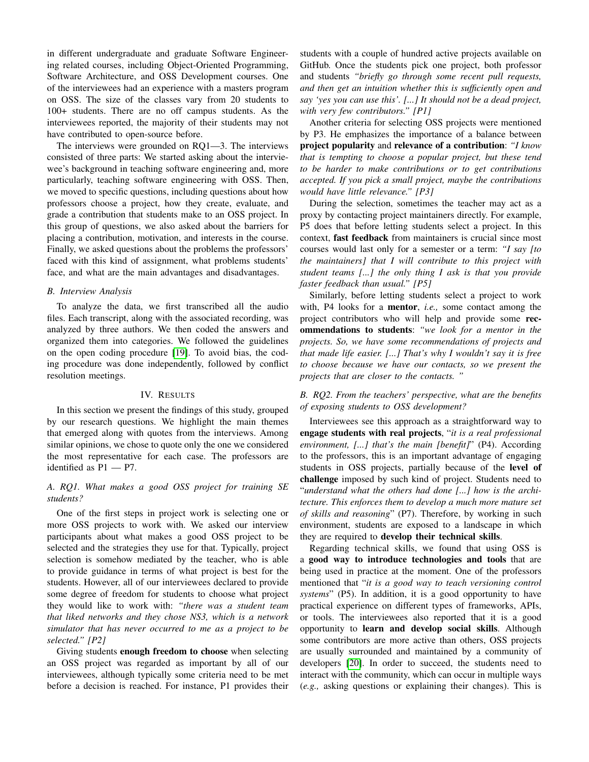in different undergraduate and graduate Software Engineering related courses, including Object-Oriented Programming, Software Architecture, and OSS Development courses. One of the interviewees had an experience with a masters program on OSS. The size of the classes vary from 20 students to 100+ students. There are no off campus students. As the interviewees reported, the majority of their students may not have contributed to open-source before.

The interviews were grounded on RQ1—3. The interviews consisted of three parts: We started asking about the interviewee's background in teaching software engineering and, more particularly, teaching software engineering with OSS. Then, we moved to specific questions, including questions about how professors choose a project, how they create, evaluate, and grade a contribution that students make to an OSS project. In this group of questions, we also asked about the barriers for placing a contribution, motivation, and interests in the course. Finally, we asked questions about the problems the professors' faced with this kind of assignment, what problems students' face, and what are the main advantages and disadvantages.

### *B. Interview Analysis*

To analyze the data, we first transcribed all the audio files. Each transcript, along with the associated recording, was analyzed by three authors. We then coded the answers and organized them into categories. We followed the guidelines on the open coding procedure [19]. To avoid bias, the coding procedure was done independently, followed by conflict resolution meetings.

## IV. Results

In this section we present the findings of this study, grouped by our research questions. We highlight the main themes that emerged along with quotes from the interviews. Among similar opinions, we chose to quote only the one we considered the most representative for each case. The professors are identified as P1 — P7.

### *A. RQ1. What makes a good OSS project for training SE students?*

One of the first steps in project work is selecting one or more OSS projects to work with. We asked our interview participants about what makes a good OSS project to be selected and the strategies they use for that. Typically, project selection is somehow mediated by the teacher, who is able to provide guidance in terms of what project is best for the students. However, all of our interviewees declared to provide some degree of freedom for students to choose what project they would like to work with: *"there was a student team that liked networks and they chose NS3, which is a network simulator that has never occurred to me as a project to be selected." [P2]*

Giving students **enough freedom to choose** when selecting an OSS project was regarded as important by all of our interviewees, although typically some criteria need to be met before a decision is reached. For instance, P1 provides their students with a couple of hundred active projects available on GitHub. Once the students pick one project, both professor and students *"briefly go through some recent pull requests, and then get an intuition whether this is sufficiently open and say 'yes you can use this'. [...] It should not be a dead project, with very few contributors." [P1]*

Another criteria for selecting OSS projects were mentioned by P3. He emphasizes the importance of a balance between **project popularity** and **relevance of a contribution**: *"I know that is tempting to choose a popular project, but these tend to be harder to make contributions or to get contributions accepted. If you pick a small project, maybe the contributions would have little relevance." [P3]*

During the selection, sometimes the teacher may act as a proxy by contacting project maintainers directly. For example, P5 does that before letting students select a project. In this context, **fast feedback** from maintainers is crucial since most courses would last only for a semester or a term: *"I say [to the maintainers] that I will contribute to this project with student teams [...] the only thing I ask is that you provide faster feedback than usual." [P5]*

Similarly, before letting students select a project to work with, P4 looks for a **mentor**, *i.e.,* some contact among the project contributors who will help and provide some **recommendations to students**: *"we look for a mentor in the projects. So, we have some recommendations of projects and that made life easier. [...] That's why I wouldn't say it is free to choose because we have our contacts, so we present the projects that are closer to the contacts. "*

### *B. RQ2. From the teachers' perspective, what are the benefits of exposing students to OSS development?*

Interviewees see this approach as a straightforward way to **engage students with real projects**, "*it is a real professional environment, [...] that's the main [benefit]*" (P4). According to the professors, this is an important advantage of engaging students in OSS projects, partially because of the **level of challenge** imposed by such kind of project. Students need to "*understand what the others had done [...] how is the architecture. This enforces them to develop a much more mature set of skills and reasoning*" (P7). Therefore, by working in such environment, students are exposed to a landscape in which they are required to **develop their technical skills**.

Regarding technical skills, we found that using OSS is a **good way to introduce technologies and tools** that are being used in practice at the moment. One of the professors mentioned that "*it is a good way to teach versioning control systems*" (P5). In addition, it is a good opportunity to have practical experience on different types of frameworks, APIs, or tools. The interviewees also reported that it is a good opportunity to **learn and develop social skills**. Although some contributors are more active than others, OSS projects are usually surrounded and maintained by a community of developers [20]. In order to succeed, the students need to interact with the community, which can occur in multiple ways (*e.g.,* asking questions or explaining their changes). This is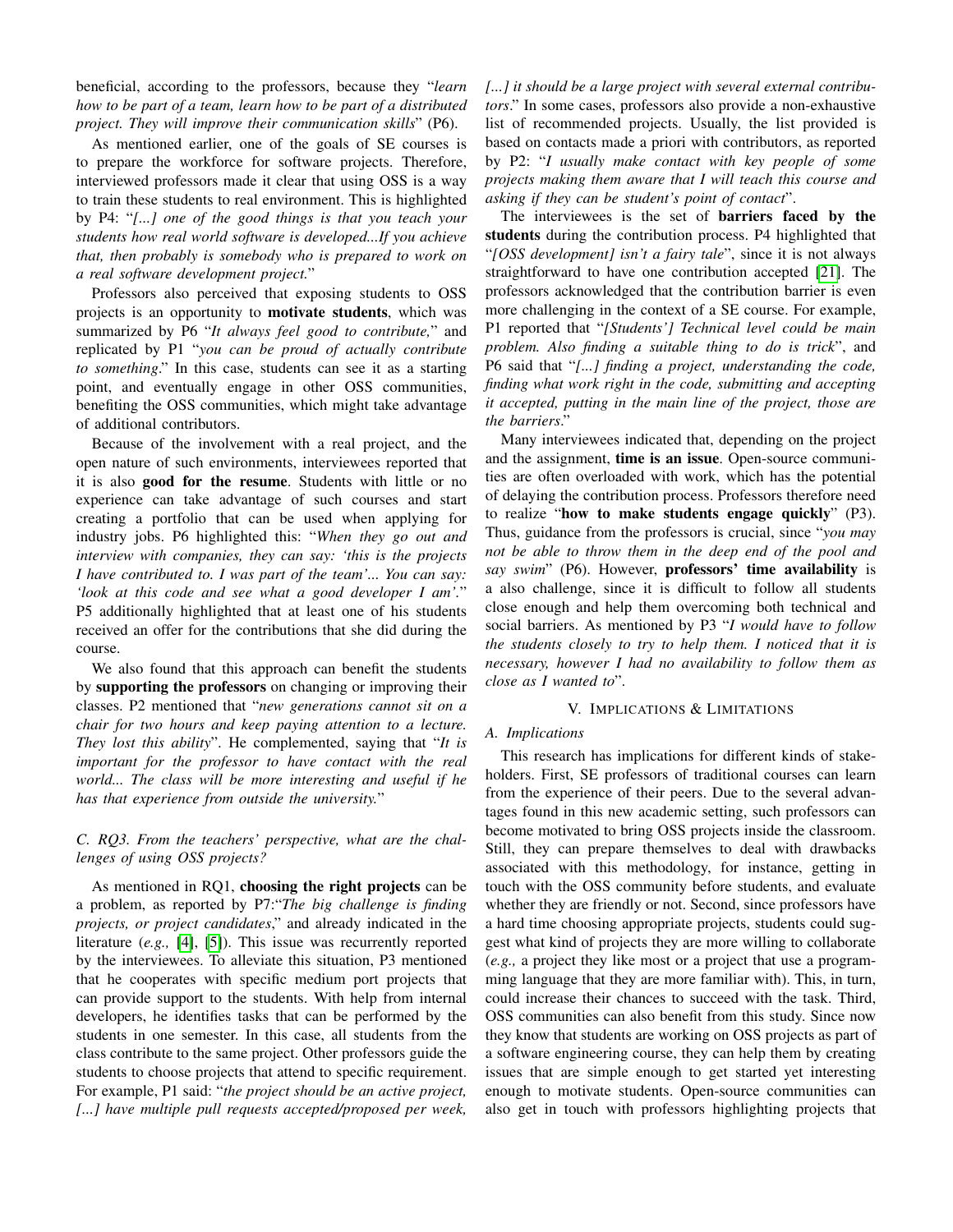beneficial, according to the professors, because they "*learn how to be part of a team, learn how to be part of a distributed project. They will improve their communication skills*" (P6).

As mentioned earlier, one of the goals of SE courses is to prepare the workforce for software projects. Therefore, interviewed professors made it clear that using OSS is a way to train these students to real environment. This is highlighted by P4: "*[...] one of the good things is that you teach your students how real world software is developed...If you achieve that, then probably is somebody who is prepared to work on a real software development project.*"

Professors also perceived that exposing students to OSS projects is an opportunity to **motivate students**, which was summarized by P6 "*It always feel good to contribute,*" and replicated by P1 "*you can be proud of actually contribute to something*." In this case, students can see it as a starting point, and eventually engage in other OSS communities, benefiting the OSS communities, which might take advantage of additional contributors.

Because of the involvement with a real project, and the open nature of such environments, interviewees reported that it is also **good for the resume**. Students with little or no experience can take advantage of such courses and start creating a portfolio that can be used when applying for industry jobs. P6 highlighted this: "*When they go out and interview with companies, they can say: 'this is the projects I have contributed to. I was part of the team'... You can say: 'look at this code and see what a good developer I am'.*" P5 additionally highlighted that at least one of his students received an offer for the contributions that she did during the course.

We also found that this approach can benefit the students by **supporting the professors** on changing or improving their classes. P2 mentioned that "*new generations cannot sit on a chair for two hours and keep paying attention to a lecture. They lost this ability*". He complemented, saying that "*It is important for the professor to have contact with the real world... The class will be more interesting and useful if he has that experience from outside the university.*"

### C. RQ3. From the teachers' perspective, what are the challenges of using OSS projects?

As mentioned in RQ1, **choosing the right projects** can be a problem, as reported by P7:"*The big challenge is finding projects, or project candidates*," and already indicated in the literature (*e.g.,* [4], [5]). This issue was recurrently reported by the interviewees. To alleviate this situation, P3 mentioned that he cooperates with specific medium port projects that can provide support to the students. With help from internal developers, he identifies tasks that can be performed by the students in one semester. In this case, all students from the class contribute to the same project. Other professors guide the students to choose projects that attend to specific requirement. For example, P1 said: "*the project should be an active project, [...] have multiple pull requests accepted/proposed per week, [...] it should be a large project with several external contributors*." In some cases, professors also provide a non-exhaustive list of recommended projects. Usually, the list provided is based on contacts made a priori with contributors, as reported by P2: "*I usually make contact with key people of some projects making them aware that I will teach this course and asking if they can be student's point of contact*".

The interviewees is the set of **barriers faced by the students** during the contribution process. P4 highlighted that "*[OSS development] isn't a fairy tale*", since it is not always straightforward to have one contribution accepted [21]. The professors acknowledged that the contribution barrier is even more challenging in the context of a SE course. For example, P1 reported that "*[Students'] Technical level could be main problem. Also finding a suitable thing to do is trick*", and P6 said that "*[...] finding a project, understanding the code, finding what work right in the code, submitting and accepting it accepted, putting in the main line of the project, those are the barriers*."

Many interviewees indicated that, depending on the project and the assignment, **time is an issue**. Open-source communities are often overloaded with work, which has the potential of delaying the contribution process. Professors therefore need to realize "**how to make students engage quickly**" (P3). Thus, guidance from the professors is crucial, since "*you may not be able to throw them in the deep end of the pool and say swim*" (P6). However, **professors' time availability** is a also challenge, since it is difficult to follow all students close enough and help them overcoming both technical and social barriers. As mentioned by P3 "*I would have to follow the students closely to try to help them. I noticed that it is necessary, however I had no availability to follow them as close as I wanted to*".

## V. Implications & Limitations

### A. Implications

This research has implications for different kinds of stakeholders. First, SE professors of traditional courses can learn from the experience of their peers. Due to the several advantages found in this new academic setting, such professors can become motivated to bring OSS projects inside the classroom. Still, they can prepare themselves to deal with drawbacks associated with this methodology, for instance, getting in touch with the OSS community before students, and evaluate whether they are friendly or not. Second, since professors have a hard time choosing appropriate projects, students could suggest what kind of projects they are more willing to collaborate (*e.g.,* a project they like most or a project that use a programming language that they are more familiar with). This, in turn, could increase their chances to succeed with the task. Third, OSS communities can also benefit from this study. Since now they know that students are working on OSS projects as part of a software engineering course, they can help them by creating issues that are simple enough to get started yet interesting enough to motivate students. Open-source communities can also get in touch with professors highlighting projects that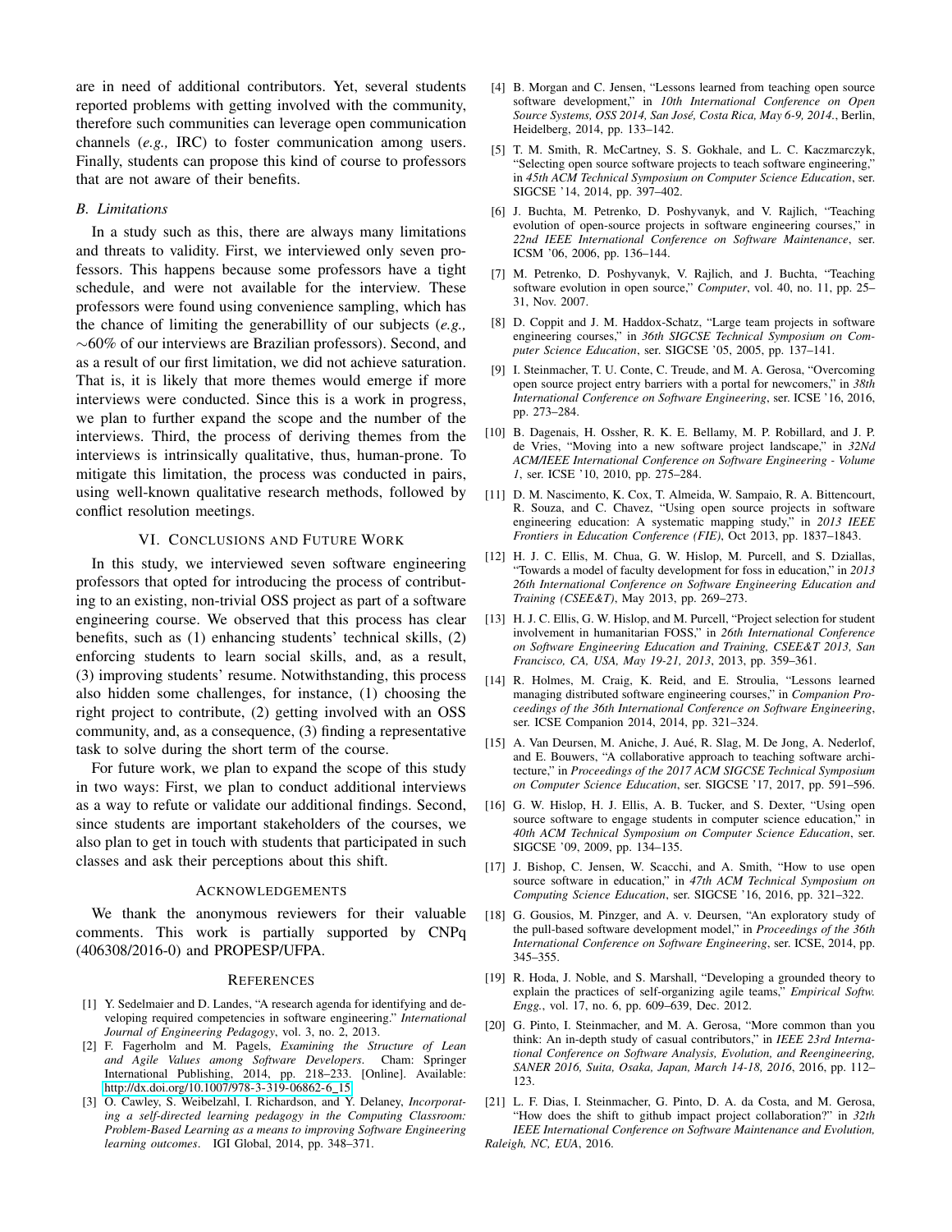are in need of additional contributors. Yet, several students reported problems with getting involved with the community, therefore such communities can leverage open communication channels (*e.g.,* IRC) to foster communication among users. Finally, students can propose this kind of course to professors that are not aware of their benefits.

### B. Limitations

In a study such as this, there are always many limitations and threats to validity. First, we interviewed only seven professors. This happens because some professors have a tight schedule, and were not available for the interview. These professors were found using convenience sampling, which has the chance of limiting the generabillity of our subjects (*e.g.,* ~60% of our interviews are Brazilian professors). Second, and as a result of our first limitation, we did not achieve saturation. That is, it is likely that more themes would emerge if more interviews were conducted. Since this is a work in progress, we plan to further expand the scope and the number of the interviews. Third, the process of deriving themes from the interviews is intrinsically qualitative, thus, human-prone. To mitigate this limitation, the process was conducted in pairs, using well-known qualitative research methods, followed by conflict resolution meetings.

## VI. Conclusions and Future Work

In this study, we interviewed seven software engineering professors that opted for introducing the process of contributing to an existing, non-trivial OSS project as part of a software engineering course. We observed that this process has clear benefits, such as (1) enhancing students' technical skills, (2) enforcing students to learn social skills, and, as a result, (3) improving students' resume. Notwithstanding, this process also hidden some challenges, for instance, (1) choosing the right project to contribute, (2) getting involved with an OSS community, and, as a consequence, (3) finding a representative task to solve during the short term of the course.

For future work, we plan to expand the scope of this study in two ways: First, we plan to conduct additional interviews as a way to refute or validate our additional findings. Second, since students are important stakeholders of the courses, we also plan to get in touch with students that participated in such classes and ask their perceptions about this shift.

## Acknowledgements

We thank the anonymous reviewers for their valuable comments. This work is partially supported by CNPq (406308/2016-0) and PROPESP/UFPA.

## References

[1] Y. Sedelmaier and D. Landes, "A research agenda for identifying and developing required competencies in software engineering." *International Journal of Engineering Pedagogy*, vol. 3, no. 2, 2013.

[2] F. Fagerholm and M. Pagels, *Examining the Structure of Lean and Agile Values among Software Developers*. Cham: Springer International Publishing, 2014, pp. 218–233. [Online]. Available: http://dx.doi.org/10.1007/978-3-319-06862-6_15

[3] O. Cawley, S. Weibelzahl, I. Richardson, and Y. Delaney, *Incorporating a self-directed learning pedagogy in the Computing Classroom: Problem-Based Learning as a means to improving Software Engineering learning outcomes*. IGI Global, 2014, pp. 348–371.

[4] B. Morgan and C. Jensen, "Lessons learned from teaching open source software development," in *10th International Conference on Open Source Systems, OSS 2014, San José, Costa Rica, May 6-9, 2014.*, Berlin, Heidelberg, 2014, pp. 133–142.

[5] T. M. Smith, R. McCartney, S. S. Gokhale, and L. C. Kaczmarczyk, "Selecting open source software projects to teach software engineering," in *45th ACM Technical Symposium on Computer Science Education*, ser. SIGCSE '14, 2014, pp. 397–402.

[6] J. Buchta, M. Petrenko, D. Poshyvanyk, and V. Rajlich, "Teaching evolution of open-source projects in software engineering courses," in *22nd IEEE International Conference on Software Maintenance*, ser. ICSM '06, 2006, pp. 136–144.

[7] M. Petrenko, D. Poshyvanyk, V. Rajlich, and J. Buchta, "Teaching software evolution in open source," *Computer*, vol. 40, no. 11, pp. 25–31, Nov. 2007.

[8] D. Coppit and J. M. Haddox-Schatz, "Large team projects in software engineering courses," in *36th SIGCSE Technical Symposium on Computer Science Education*, ser. SIGCSE '05, 2005, pp. 137–141.

[9] I. Steinmacher, T. U. Conte, C. Treude, and M. A. Gerosa, "Overcoming open source project entry barriers with a portal for newcomers," in *38th International Conference on Software Engineering*, ser. ICSE '16, 2016, pp. 273–284.

[10] B. Dagenais, H. Ossher, R. K. E. Bellamy, M. P. Robillard, and J. P. de Vries, "Moving into a new software project landscape," in *32Nd ACM/IEEE International Conference on Software Engineering - Volume 1*, ser. ICSE '10, 2010, pp. 275–284.

[11] D. M. Nascimento, K. Cox, T. Almeida, W. Sampaio, R. A. Bittencourt, R. Souza, and C. Chavez, "Using open source projects in software engineering education: A systematic mapping study," in *2013 IEEE Frontiers in Education Conference (FIE)*, Oct 2013, pp. 1837–1843.

[12] H. J. C. Ellis, M. Chua, G. W. Hislop, M. Purcell, and S. Dziallas, "Towards a model of faculty development for foss in education," in *2013 26th International Conference on Software Engineering Education and Training (CSEE&T)*, May 2013, pp. 269–273.

[13] H. J. C. Ellis, G. W. Hislop, and M. Purcell, "Project selection for student involvement in humanitarian FOSS," in *26th International Conference on Software Engineering Education and Training, CSEE&T 2013, San Francisco, CA, USA, May 19-21, 2013*, 2013, pp. 359–361.

[14] R. Holmes, M. Craig, K. Reid, and E. Stroulia, "Lessons learned managing distributed software engineering courses," in *Companion Proceedings of the 36th International Conference on Software Engineering*, ser. ICSE Companion 2014, 2014, pp. 321–324.

[15] A. Van Deursen, M. Aniche, J. Aué, R. Slag, M. De Jong, A. Nederlof, and E. Bouwers, "A collaborative approach to teaching software architecture," in *Proceedings of the 2017 ACM SIGCSE Technical Symposium on Computer Science Education*, ser. SIGCSE '17, 2017, pp. 591–596.

[16] G. W. Hislop, H. J. Ellis, A. B. Tucker, and S. Dexter, "Using open source software to engage students in computer science education," in *40th ACM Technical Symposium on Computer Science Education*, ser. SIGCSE '09, 2009, pp. 134–135.

[17] J. Bishop, C. Jensen, W. Scacchi, and A. Smith, "How to use open source software in education," in *47th ACM Technical Symposium on Computing Science Education*, ser. SIGCSE '16, 2016, pp. 321–322.

[18] G. Gousios, M. Pinzger, and A. v. Deursen, "An exploratory study of the pull-based software development model," in *Proceedings of the 36th International Conference on Software Engineering*, ser. ICSE, 2014, pp. 345–355.

[19] R. Hoda, J. Noble, and S. Marshall, "Developing a grounded theory to explain the practices of self-organizing agile teams," *Empirical Softw. Engg.*, vol. 17, no. 6, pp. 609–639, Dec. 2012.

[20] G. Pinto, I. Steinmacher, and M. A. Gerosa, "More common than you think: An in-depth study of casual contributors," in *IEEE 23rd International Conference on Software Analysis, Evolution, and Reengineering, SANER 2016, Suita, Osaka, Japan, March 14-18, 2016*, 2016, pp. 112–123.

[21] L. F. Dias, I. Steinmacher, G. Pinto, D. A. da Costa, and M. Gerosa, "How does the shift to github impact project collaboration?" in *32th IEEE International Conference on Software Maintenance and Evolution, Raleigh, NC, EUA*, 2016.